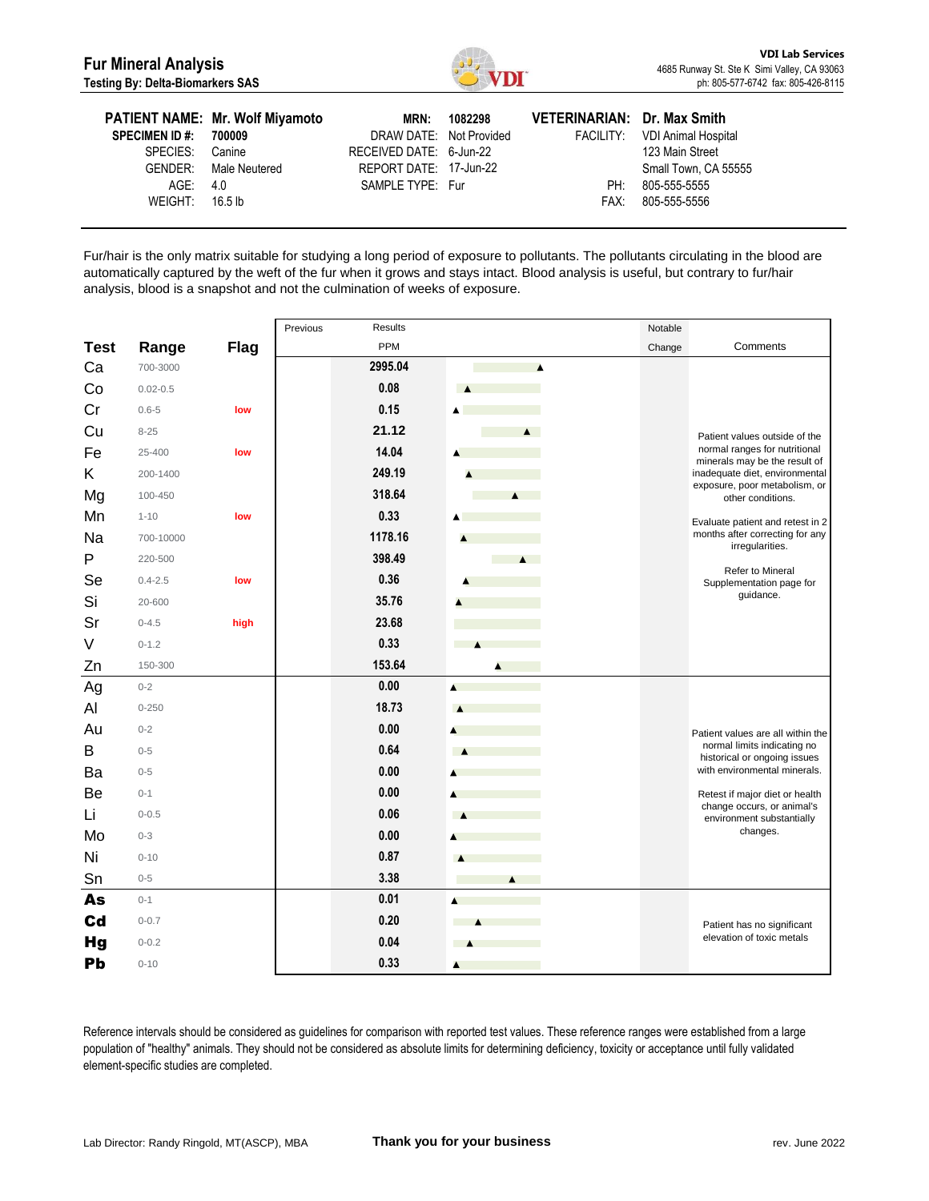# Fur Mineral Analysis

**Testing By: Delta-Biomarkers SAS**

**VDI Lab Services**
4685 Runway St. Ste K Simi Valley, CA 93063
ph: 805-577-6742 fax: 805-426-8115

| | | | | | |
|---|---|---|---|---|---|
| **PATIENT NAME:** | **Mr. Wolf Miyamoto** | **MRN:** | **1082298** | **VETERINARIAN:** | **Dr. Max Smith** |
| **SPECIMEN ID #:** | **700009** | DRAW DATE: | Not Provided | FACILITY: | VDI Animal Hospital |
| SPECIES: | Canine | RECEIVED DATE: | 6-Jun-22 | | 123 Main Street |
| GENDER: | Male Neutered | REPORT DATE: | 17-Jun-22 | | Small Town, CA 55555 |
| AGE: | 4.0 | SAMPLE TYPE: | Fur | PH: | 805-555-5555 |
| WEIGHT: | 16.5 lb | | | FAX: | 805-555-5556 |

Fur/hair is the only matrix suitable for studying a long period of exposure to pollutants. The pollutants circulating in the blood are automatically captured by the weft of the fur when it grows and stays intact. Blood analysis is useful, but contrary to fur/hair analysis, blood is a snapshot and not the culmination of weeks of exposure.

| Test | Range | Flag | Previous | Results PPM | Notable Change | Comments |
|---|---|---|---|---|---|---|
| Ca | 700-3000 | | | 2995.04 | | Patient values outside of the normal ranges for nutritional minerals may be the result of inadequate diet, environmental exposure, poor metabolism, or other conditions. Evaluate patient and retest in 2 months after correcting for any irregularities. Refer to Mineral Supplementation page for guidance. |
| Co | 0.02-0.5 | | | 0.08 | | |
| Cr | 0.6-5 | low | | 0.15 | | |
| Cu | 8-25 | | | 21.12 | | |
| Fe | 25-400 | low | | 14.04 | | |
| K | 200-1400 | | | 249.19 | | |
| Mg | 100-450 | | | 318.64 | | |
| Mn | 1-10 | low | | 0.33 | | |
| Na | 700-10000 | | | 1178.16 | | |
| P | 220-500 | | | 398.49 | | |
| Se | 0.4-2.5 | low | | 0.36 | | |
| Si | 20-600 | | | 35.76 | | |
| Sr | 0-4.5 | high | | 23.68 | | |
| V | 0-1.2 | | | 0.33 | | |
| Zn | 150-300 | | | 153.64 | | |
| Ag | 0-2 | | | 0.00 | | Patient values are all within the normal limits indicating no historical or ongoing issues with environmental minerals. Retest if major diet or health change occurs, or animal's environment substantially changes. |
| Al | 0-250 | | | 18.73 | | |
| Au | 0-2 | | | 0.00 | | |
| B | 0-5 | | | 0.64 | | |
| Ba | 0-5 | | | 0.00 | | |
| Be | 0-1 | | | 0.00 | | |
| Li | 0-0.5 | | | 0.06 | | |
| Mo | 0-3 | | | 0.00 | | |
| Ni | 0-10 | | | 0.87 | | |
| Sn | 0-5 | | | 3.38 | | |
| **As** | 0-1 | | | 0.01 | | Patient has no significant elevation of toxic metals |
| **Cd** | 0-0.7 | | | 0.20 | | |
| **Hg** | 0-0.2 | | | 0.04 | | |
| **Pb** | 0-10 | | | 0.33 | | |

Reference intervals should be considered as guidelines for comparison with reported test values. These reference ranges were established from a large population of "healthy" animals. They should not be considered as absolute limits for determining deficiency, toxicity or acceptance until fully validated element-specific studies are completed.

Lab Director: Randy Ringold, MT(ASCP), MBA

**Thank you for your business**

rev. June 2022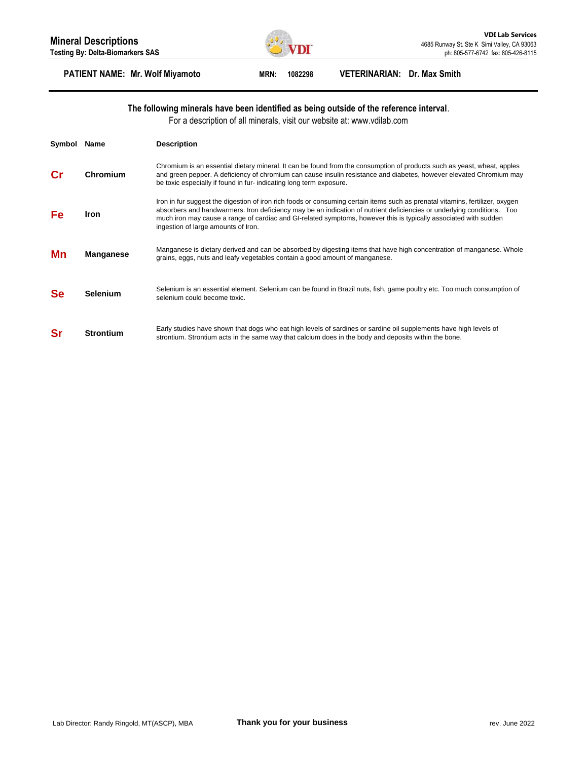# Mineral Descriptions

**Testing By: Delta-Biomarkers SAS**

**VDI Lab Services**
4685 Runway St. Ste K Simi Valley, CA 93063
ph: 805-577-6742 fax: 805-426-8115

**PATIENT NAME: Mr. Wolf Miyamoto** **MRN: 1082298** **VETERINARIAN: Dr. Max Smith**

**The following minerals have been identified as being outside of the reference interval.**

For a description of all minerals, visit our website at: www.vdilab.com

| Symbol | Name | Description |
|---|---|---|
| **Cr** | **Chromium** | Chromium is an essential dietary mineral. It can be found from the consumption of products such as yeast, wheat, apples and green pepper. A deficiency of chromium can cause insulin resistance and diabetes, however elevated Chromium may be toxic especially if found in fur- indicating long term exposure. |
| **Fe** | **Iron** | Iron in fur suggest the digestion of iron rich foods or consuming certain items such as prenatal vitamins, fertilizer, oxygen absorbers and handwarmers. Iron deficiency may be an indication of nutrient deficiencies or underlying conditions. Too much iron may cause a range of cardiac and GI-related symptoms, however this is typically associated with sudden ingestion of large amounts of Iron. |
| **Mn** | **Manganese** | Manganese is dietary derived and can be absorbed by digesting items that have high concentration of manganese. Whole grains, eggs, nuts and leafy vegetables contain a good amount of manganese. |
| **Se** | **Selenium** | Selenium is an essential element. Selenium can be found in Brazil nuts, fish, game poultry etc. Too much consumption of selenium could become toxic. |
| **Sr** | **Strontium** | Early studies have shown that dogs who eat high levels of sardines or sardine oil supplements have high levels of strontium. Strontium acts in the same way that calcium does in the body and deposits within the bone. |

Lab Director: Randy Ringold, MT(ASCP), MBA

**Thank you for your business**

rev. June 2022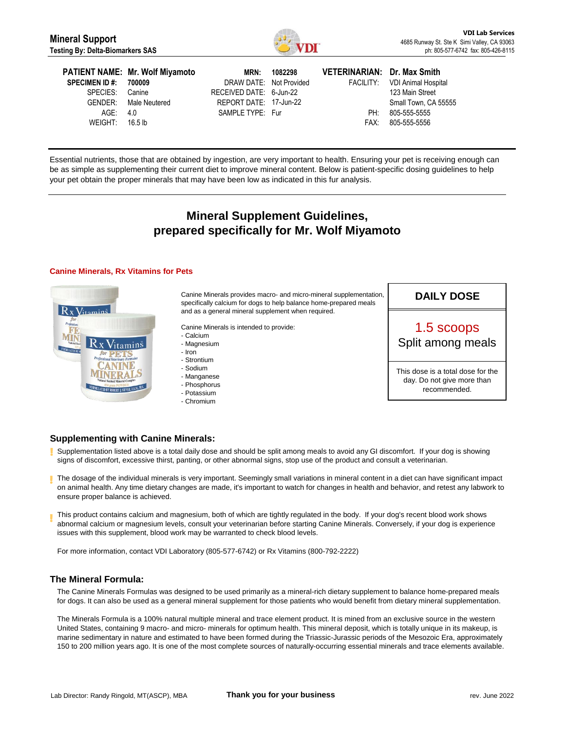**Mineral Support**
**Testing By: Delta-Biomarkers SAS**

**VDI Lab Services**
4685 Runway St. Ste K Simi Valley, CA 93063
ph: 805-577-6742 fax: 805-426-8115

| | | | | | |
|---|---|---|---|---|---|
| **PATIENT NAME:** | **Mr. Wolf Miyamoto** | **MRN:** | **1082298** | **VETERINARIAN:** | **Dr. Max Smith** |
| **SPECIMEN ID #:** | **700009** | DRAW DATE: | Not Provided | FACILITY: | VDI Animal Hospital |
| SPECIES: | Canine | RECEIVED DATE: | 6-Jun-22 | | 123 Main Street |
| GENDER: | Male Neutered | REPORT DATE: | 17-Jun-22 | | Small Town, CA 55555 |
| AGE: | 4.0 | SAMPLE TYPE: | Fur | PH: | 805-555-5555 |
| WEIGHT: | 16.5 lb | | | FAX: | 805-555-5556 |

Essential nutrients, those that are obtained by ingestion, are very important to health. Ensuring your pet is receiving enough can be as simple as supplementing their current diet to improve mineral content. Below is patient-specific dosing guidelines to help your pet obtain the proper minerals that may have been low as indicated in this fur analysis.

## Mineral Supplement Guidelines, prepared specifically for Mr. Wolf Miyamoto

### Canine Minerals, Rx Vitamins for Pets

Canine Minerals provides macro- and micro-mineral supplementation, specifically calcium for dogs to help balance home-prepared meals and as a general mineral supplement when required.

Canine Minerals is intended to provide:
- Calcium
- Magnesium
- Iron
- Strontium
- Sodium
- Manganese
- Phosphorus
- Potassium
- Chromium

| DAILY DOSE |
|---|
| 1.5 scoops<br>Split among meals |
| This dose is a total dose for the day. Do not give more than recommended. |

### Supplementing with Canine Minerals:

- Supplementation listed above is a total daily dose and should be split among meals to avoid any GI discomfort. If your dog is showing signs of discomfort, excessive thirst, panting, or other abnormal signs, stop use of the product and consult a veterinarian.
- The dosage of the individual minerals is very important. Seemingly small variations in mineral content in a diet can have significant impact on animal health. Any time dietary changes are made, it's important to watch for changes in health and behavior, and retest any labwork to ensure proper balance is achieved.
- This product contains calcium and magnesium, both of which are tightly regulated in the body. If your dog's recent blood work shows abnormal calcium or magnesium levels, consult your veterinarian before starting Canine Minerals. Conversely, if your dog is experience issues with this supplement, blood work may be warranted to check blood levels.

For more information, contact VDI Laboratory (805-577-6742) or Rx Vitamins (800-792-2222)

### The Mineral Formula:

The Canine Minerals Formulas was designed to be used primarily as a mineral-rich dietary supplement to balance home-prepared meals for dogs. It can also be used as a general mineral supplement for those patients who would benefit from dietary mineral supplementation.

The Minerals Formula is a 100% natural multiple mineral and trace element product. It is mined from an exclusive source in the western United States, containing 9 macro- and micro- minerals for optimum health. This mineral deposit, which is totally unique in its makeup, is marine sedimentary in nature and estimated to have been formed during the Triassic-Jurassic periods of the Mesozoic Era, approximately 150 to 200 million years ago. It is one of the most complete sources of naturally-occurring essential minerals and trace elements available.

Lab Director: Randy Ringold, MT(ASCP), MBA **Thank you for your business** rev. June 2022